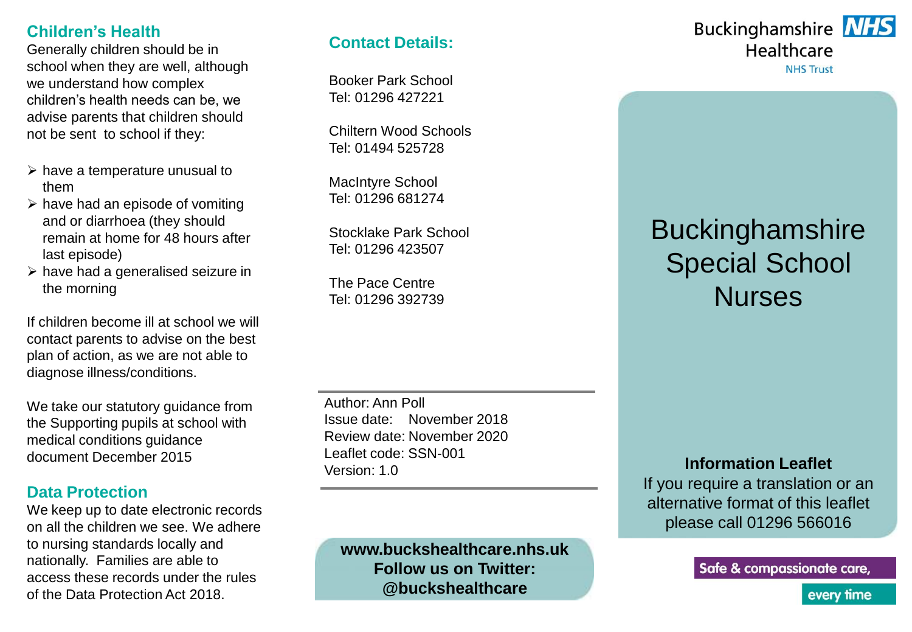## Children's Health

Generally children should be in school when they are well, although we understand how complex children's health needs can be, we advise parents that children should not be sent to school if they:

- have a temperature unusual to them
- have had an episode of vomiting and or diarrhoea (they should remain at home for 48 hours after last episode)
- have had a generalised seizure in the morning

If children become ill at school we will contact parents to advise on the best plan of action, as we are not able to diagnose illness/conditions.

We take our statutory guidance from the Supporting pupils at school with medical conditions guidance document December 2015

## Data Protection

We keep up to date electronic records on all the children we see. We adhere to nursing standards locally and nationally. Families are able to access these records under the rules of the Data Protection Act 2018.

## Contact Details:

Booker Park School
Tel: 01296 427221

Chiltern Wood Schools
Tel: 01494 525728

MacIntyre School
Tel: 01296 681274

Stocklake Park School
Tel: 01296 423507

The Pace Centre
Tel: 01296 392739

---

Author: Ann Poll
Issue date: November 2018
Review date: November 2020
Leaflet code: SSN-001
Version: 1.0

---

**www.buckshealthcare.nhs.uk**
**Follow us on Twitter: @buckshealthcare**

Buckinghamshire Healthcare NHS Trust

# Buckinghamshire Special School Nurses

**Information Leaflet**

If you require a translation or an alternative format of this leaflet please call 01296 566016

Safe & compassionate care, every time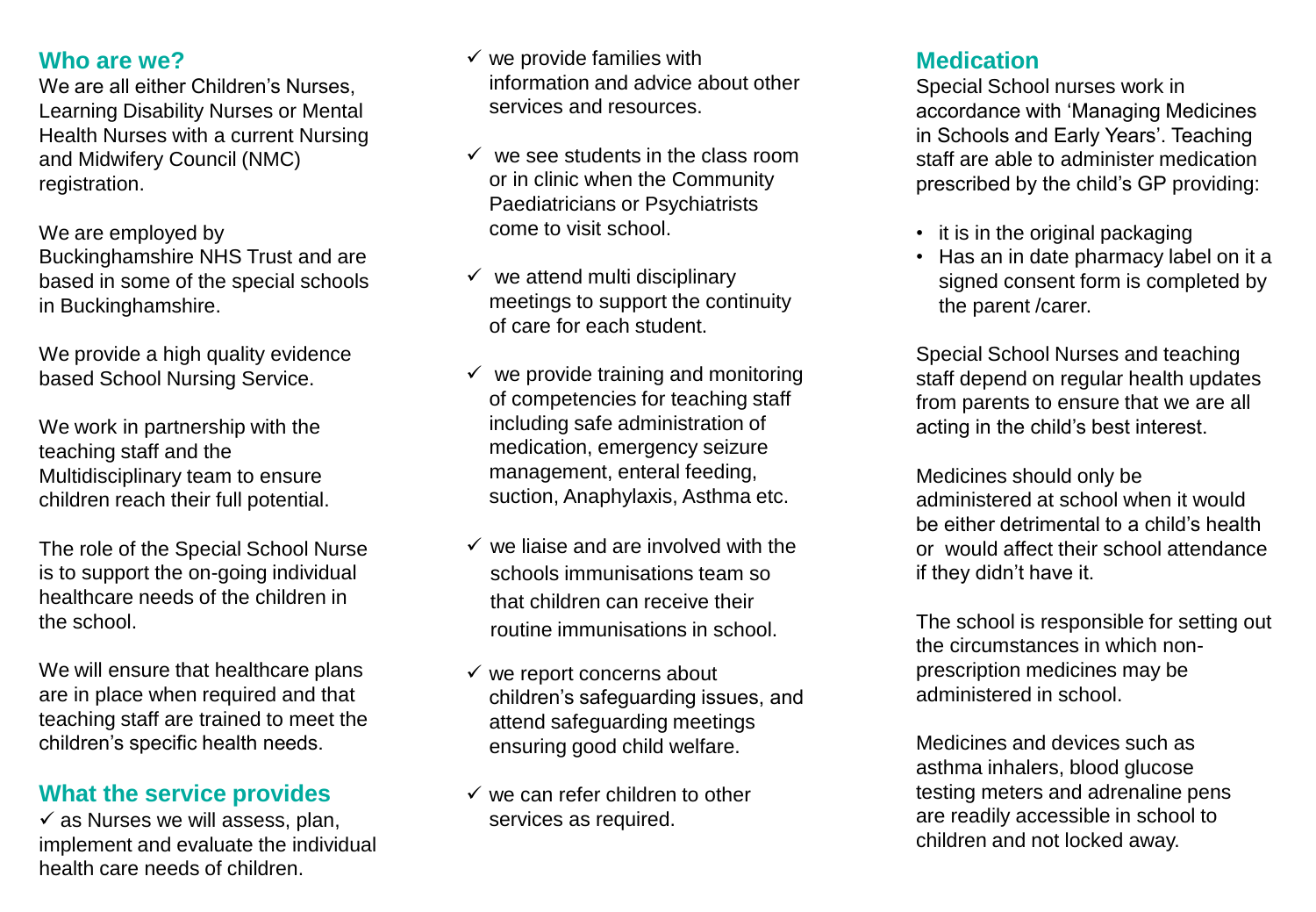## Who are we?

We are all either Children's Nurses, Learning Disability Nurses or Mental Health Nurses with a current Nursing and Midwifery Council (NMC) registration.

We are employed by Buckinghamshire NHS Trust and are based in some of the special schools in Buckinghamshire.

We provide a high quality evidence based School Nursing Service.

We work in partnership with the teaching staff and the Multidisciplinary team to ensure children reach their full potential.

The role of the Special School Nurse is to support the on-going individual healthcare needs of the children in the school.

We will ensure that healthcare plans are in place when required and that teaching staff are trained to meet the children's specific health needs.

## What the service provides

- ✓ as Nurses we will assess, plan, implement and evaluate the individual health care needs of children.
- ✓ we provide families with information and advice about other services and resources.
- ✓ we see students in the class room or in clinic when the Community Paediatricians or Psychiatrists come to visit school.
- ✓ we attend multi disciplinary meetings to support the continuity of care for each student.
- ✓ we provide training and monitoring of competencies for teaching staff including safe administration of medication, emergency seizure management, enteral feeding, suction, Anaphylaxis, Asthma etc.
- ✓ we liaise and are involved with the schools immunisations team so that children can receive their routine immunisations in school.
- ✓ we report concerns about children's safeguarding issues, and attend safeguarding meetings ensuring good child welfare.
- ✓ we can refer children to other services as required.

## Medication

Special School nurses work in accordance with 'Managing Medicines in Schools and Early Years'. Teaching staff are able to administer medication prescribed by the child's GP providing:

- it is in the original packaging
- Has an in date pharmacy label on it a signed consent form is completed by the parent /carer.

Special School Nurses and teaching staff depend on regular health updates from parents to ensure that we are all acting in the child's best interest.

Medicines should only be administered at school when it would be either detrimental to a child's health or would affect their school attendance if they didn't have it.

The school is responsible for setting out the circumstances in which non-prescription medicines may be administered in school.

Medicines and devices such as asthma inhalers, blood glucose testing meters and adrenaline pens are readily accessible in school to children and not locked away.